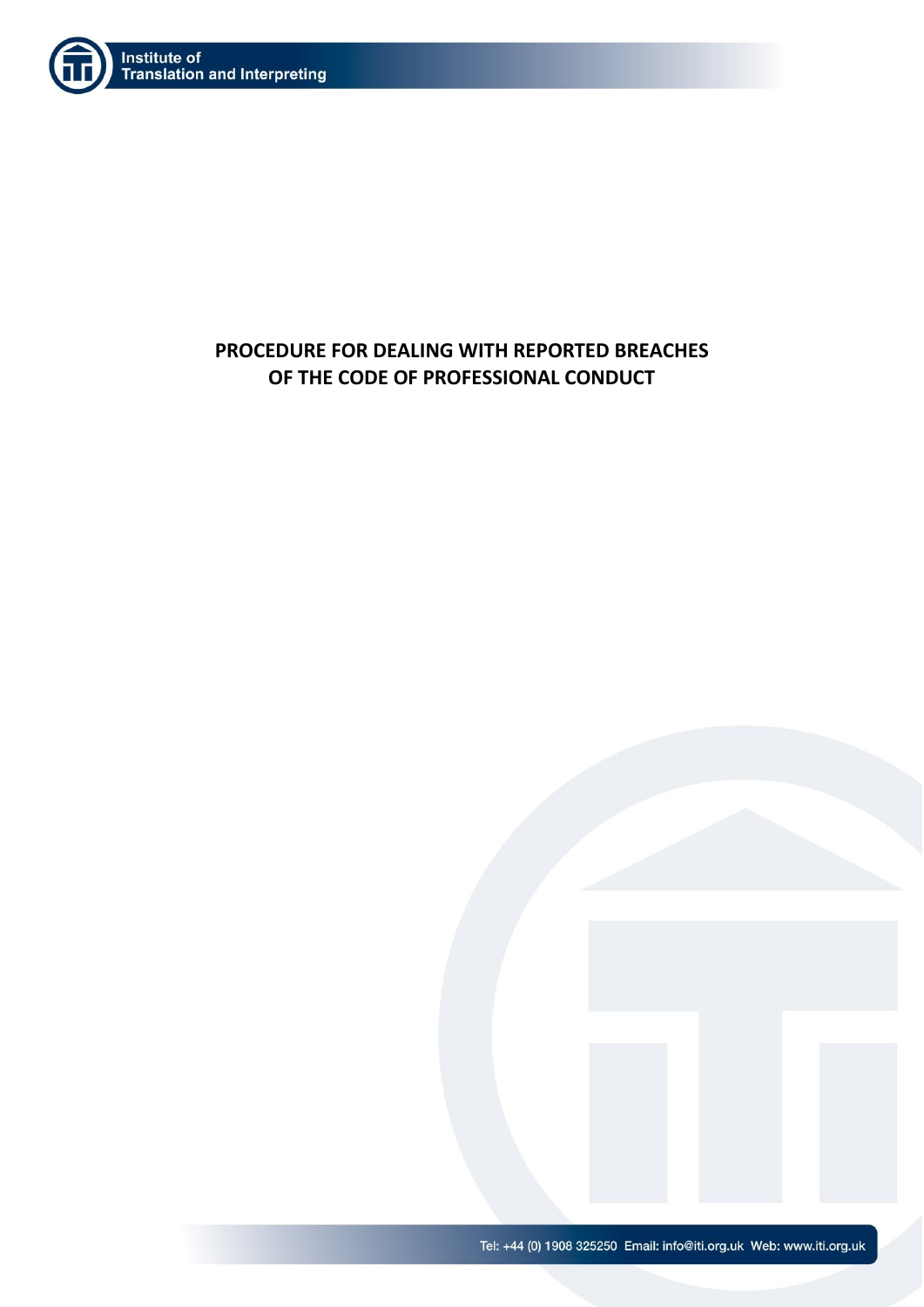# PROCEDURE FOR DEALING WITH REPORTED BREACHES OF THE CODE OF PROFESSIONAL CONDUCT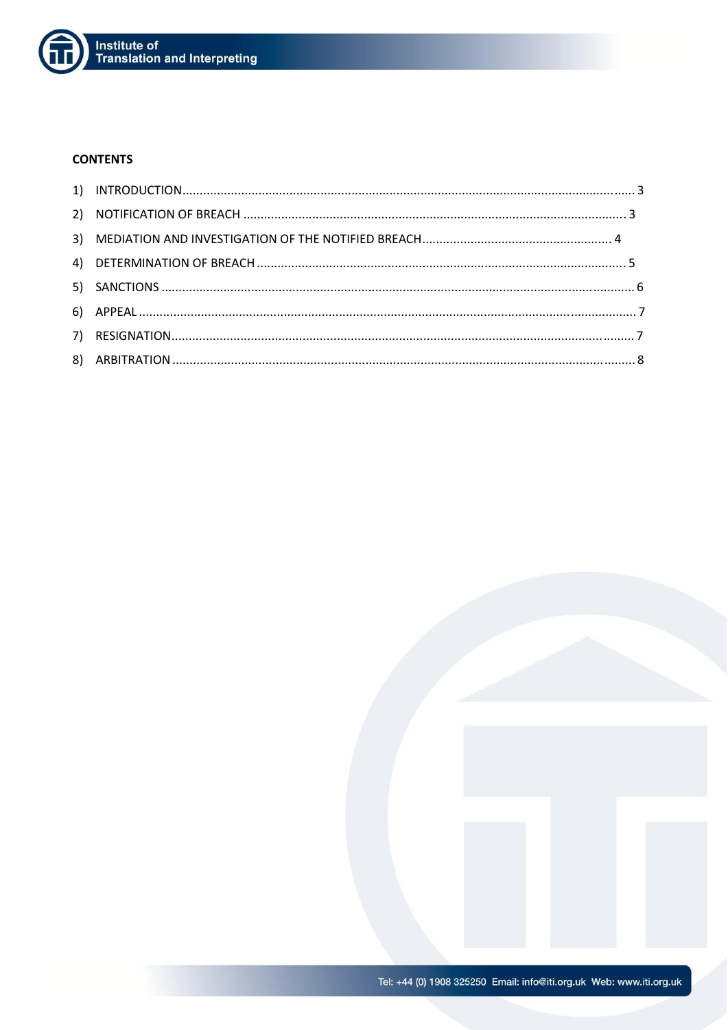**CONTENTS**

1) INTRODUCTION ..... 3
2) NOTIFICATION OF BREACH ..... 3
3) MEDIATION AND INVESTIGATION OF THE NOTIFIED BREACH ..... 4
4) DETERMINATION OF BREACH ..... 5
5) SANCTIONS ..... 6
6) APPEAL ..... 7
7) RESIGNATION ..... 7
8) ARBITRATION ..... 8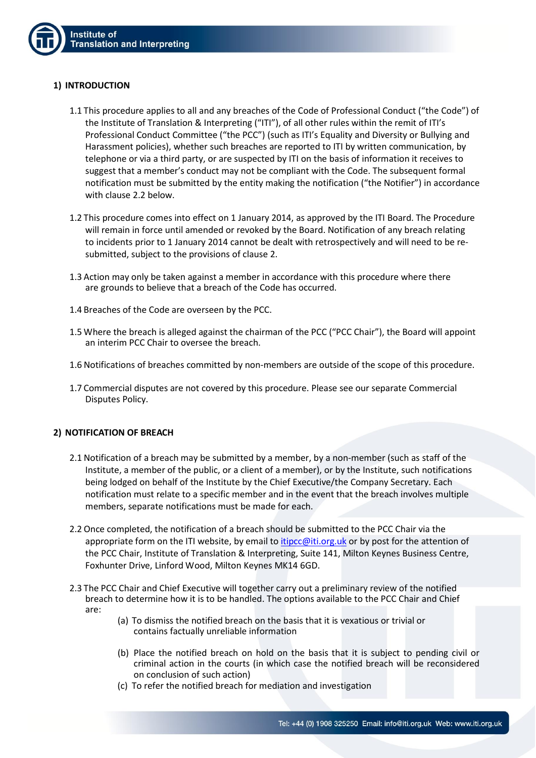## 1) INTRODUCTION

1.1 This procedure applies to all and any breaches of the Code of Professional Conduct ("the Code") of the Institute of Translation & Interpreting ("ITI"), of all other rules within the remit of ITI's Professional Conduct Committee ("the PCC") (such as ITI's Equality and Diversity or Bullying and Harassment policies), whether such breaches are reported to ITI by written communication, by telephone or via a third party, or are suspected by ITI on the basis of information it receives to suggest that a member's conduct may not be compliant with the Code. The subsequent formal notification must be submitted by the entity making the notification ("the Notifier") in accordance with clause 2.2 below.

1.2 This procedure comes into effect on 1 January 2014, as approved by the ITI Board. The Procedure will remain in force until amended or revoked by the Board. Notification of any breach relating to incidents prior to 1 January 2014 cannot be dealt with retrospectively and will need to be re-submitted, subject to the provisions of clause 2.

1.3 Action may only be taken against a member in accordance with this procedure where there are grounds to believe that a breach of the Code has occurred.

1.4 Breaches of the Code are overseen by the PCC.

1.5 Where the breach is alleged against the chairman of the PCC ("PCC Chair"), the Board will appoint an interim PCC Chair to oversee the breach.

1.6 Notifications of breaches committed by non-members are outside of the scope of this procedure.

1.7 Commercial disputes are not covered by this procedure. Please see our separate Commercial Disputes Policy.

## 2) NOTIFICATION OF BREACH

2.1 Notification of a breach may be submitted by a member, by a non-member (such as staff of the Institute, a member of the public, or a client of a member), or by the Institute, such notifications being lodged on behalf of the Institute by the Chief Executive/the Company Secretary. Each notification must relate to a specific member and in the event that the breach involves multiple members, separate notifications must be made for each.

2.2 Once completed, the notification of a breach should be submitted to the PCC Chair via the appropriate form on the ITI website, by email to itipcc@iti.org.uk or by post for the attention of the PCC Chair, Institute of Translation & Interpreting, Suite 141, Milton Keynes Business Centre, Foxhunter Drive, Linford Wood, Milton Keynes MK14 6GD.

2.3 The PCC Chair and Chief Executive will together carry out a preliminary review of the notified breach to determine how it is to be handled. The options available to the PCC Chair and Chief are:

(a) To dismiss the notified breach on the basis that it is vexatious or trivial or contains factually unreliable information

(b) Place the notified breach on hold on the basis that it is subject to pending civil or criminal action in the courts (in which case the notified breach will be reconsidered on conclusion of such action)

(c) To refer the notified breach for mediation and investigation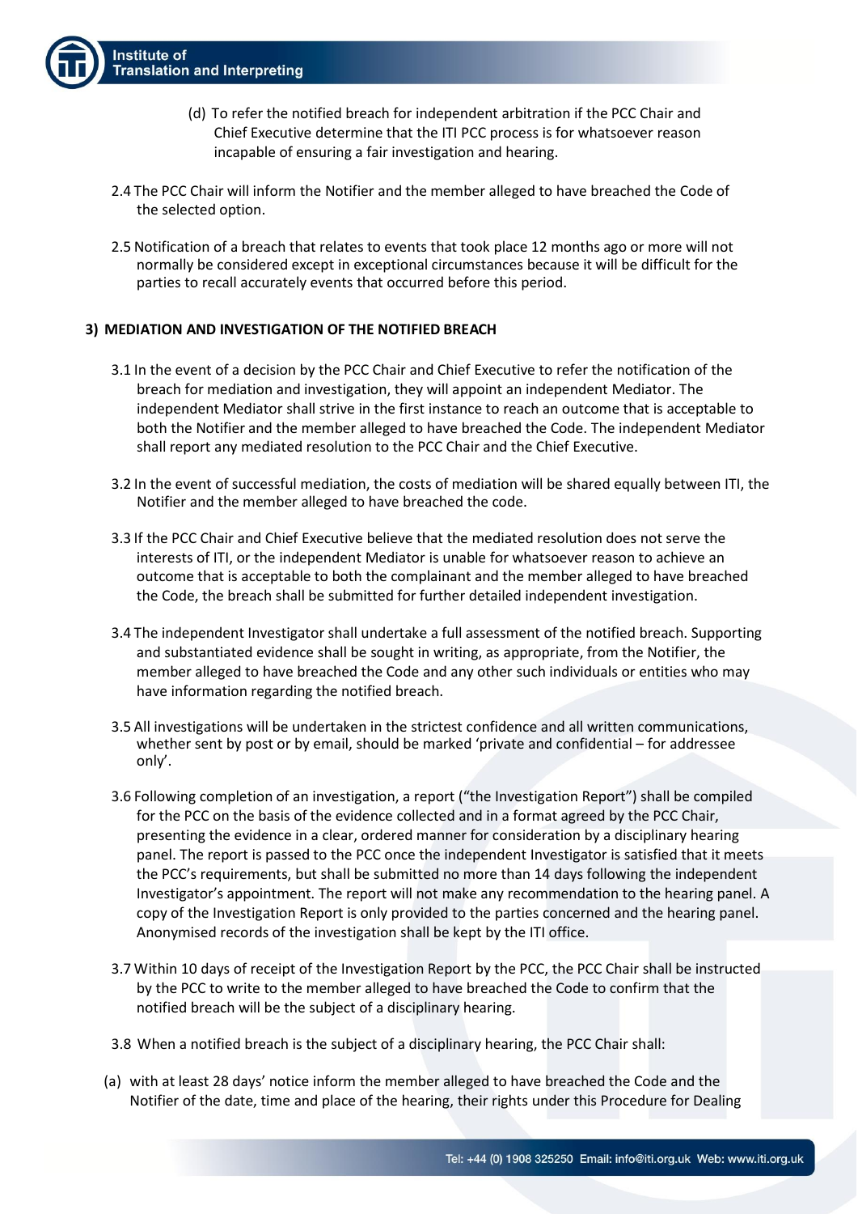(d) To refer the notified breach for independent arbitration if the PCC Chair and Chief Executive determine that the ITI PCC process is for whatsoever reason incapable of ensuring a fair investigation and hearing.

2.4 The PCC Chair will inform the Notifier and the member alleged to have breached the Code of the selected option.

2.5 Notification of a breach that relates to events that took place 12 months ago or more will not normally be considered except in exceptional circumstances because it will be difficult for the parties to recall accurately events that occurred before this period.

## 3) MEDIATION AND INVESTIGATION OF THE NOTIFIED BREACH

3.1 In the event of a decision by the PCC Chair and Chief Executive to refer the notification of the breach for mediation and investigation, they will appoint an independent Mediator. The independent Mediator shall strive in the first instance to reach an outcome that is acceptable to both the Notifier and the member alleged to have breached the Code. The independent Mediator shall report any mediated resolution to the PCC Chair and the Chief Executive.

3.2 In the event of successful mediation, the costs of mediation will be shared equally between ITI, the Notifier and the member alleged to have breached the code.

3.3 If the PCC Chair and Chief Executive believe that the mediated resolution does not serve the interests of ITI, or the independent Mediator is unable for whatsoever reason to achieve an outcome that is acceptable to both the complainant and the member alleged to have breached the Code, the breach shall be submitted for further detailed independent investigation.

3.4 The independent Investigator shall undertake a full assessment of the notified breach. Supporting and substantiated evidence shall be sought in writing, as appropriate, from the Notifier, the member alleged to have breached the Code and any other such individuals or entities who may have information regarding the notified breach.

3.5 All investigations will be undertaken in the strictest confidence and all written communications, whether sent by post or by email, should be marked 'private and confidential – for addressee only'.

3.6 Following completion of an investigation, a report ("the Investigation Report") shall be compiled for the PCC on the basis of the evidence collected and in a format agreed by the PCC Chair, presenting the evidence in a clear, ordered manner for consideration by a disciplinary hearing panel. The report is passed to the PCC once the independent Investigator is satisfied that it meets the PCC's requirements, but shall be submitted no more than 14 days following the independent Investigator's appointment. The report will not make any recommendation to the hearing panel. A copy of the Investigation Report is only provided to the parties concerned and the hearing panel. Anonymised records of the investigation shall be kept by the ITI office.

3.7 Within 10 days of receipt of the Investigation Report by the PCC, the PCC Chair shall be instructed by the PCC to write to the member alleged to have breached the Code to confirm that the notified breach will be the subject of a disciplinary hearing.

3.8 When a notified breach is the subject of a disciplinary hearing, the PCC Chair shall:

(a) with at least 28 days' notice inform the member alleged to have breached the Code and the Notifier of the date, time and place of the hearing, their rights under this Procedure for Dealing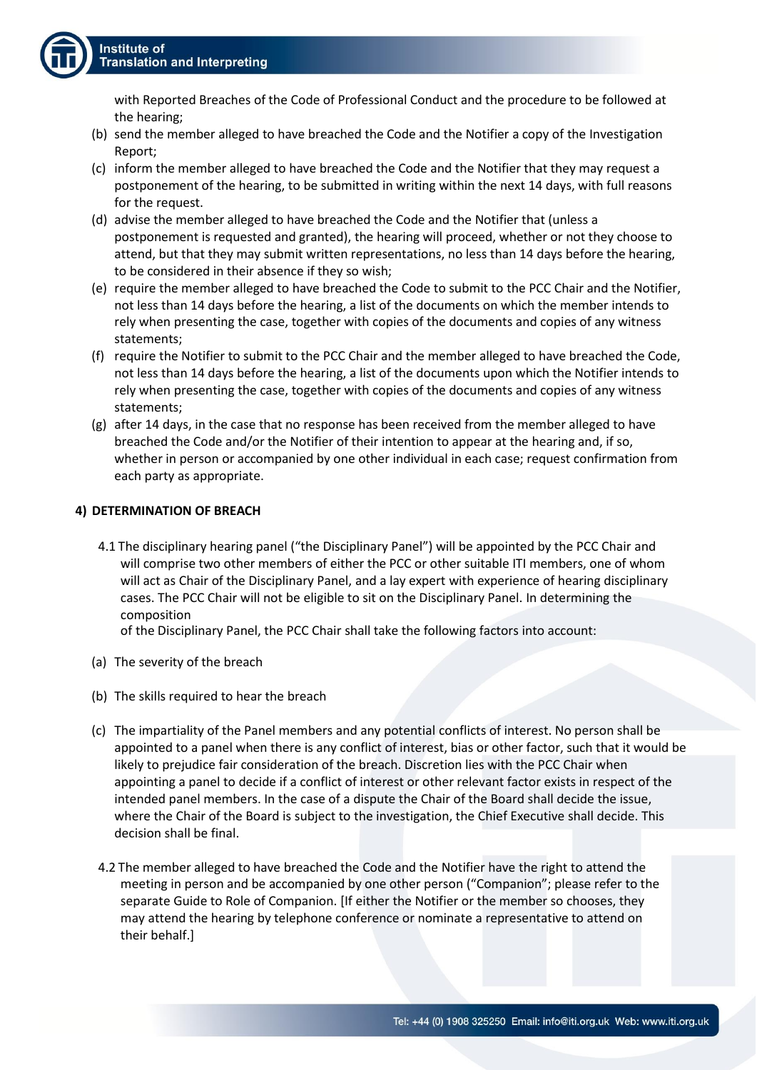with Reported Breaches of the Code of Professional Conduct and the procedure to be followed at the hearing;

(b) send the member alleged to have breached the Code and the Notifier a copy of the Investigation Report;

(c) inform the member alleged to have breached the Code and the Notifier that they may request a postponement of the hearing, to be submitted in writing within the next 14 days, with full reasons for the request.

(d) advise the member alleged to have breached the Code and the Notifier that (unless a postponement is requested and granted), the hearing will proceed, whether or not they choose to attend, but that they may submit written representations, no less than 14 days before the hearing, to be considered in their absence if they so wish;

(e) require the member alleged to have breached the Code to submit to the PCC Chair and the Notifier, not less than 14 days before the hearing, a list of the documents on which the member intends to rely when presenting the case, together with copies of the documents and copies of any witness statements;

(f) require the Notifier to submit to the PCC Chair and the member alleged to have breached the Code, not less than 14 days before the hearing, a list of the documents upon which the Notifier intends to rely when presenting the case, together with copies of the documents and copies of any witness statements;

(g) after 14 days, in the case that no response has been received from the member alleged to have breached the Code and/or the Notifier of their intention to appear at the hearing and, if so, whether in person or accompanied by one other individual in each case; request confirmation from each party as appropriate.

## 4) DETERMINATION OF BREACH

4.1 The disciplinary hearing panel ("the Disciplinary Panel") will be appointed by the PCC Chair and will comprise two other members of either the PCC or other suitable ITI members, one of whom will act as Chair of the Disciplinary Panel, and a lay expert with experience of hearing disciplinary cases. The PCC Chair will not be eligible to sit on the Disciplinary Panel. In determining the composition
of the Disciplinary Panel, the PCC Chair shall take the following factors into account:

(a) The severity of the breach

(b) The skills required to hear the breach

(c) The impartiality of the Panel members and any potential conflicts of interest. No person shall be appointed to a panel when there is any conflict of interest, bias or other factor, such that it would be likely to prejudice fair consideration of the breach. Discretion lies with the PCC Chair when appointing a panel to decide if a conflict of interest or other relevant factor exists in respect of the intended panel members. In the case of a dispute the Chair of the Board shall decide the issue, where the Chair of the Board is subject to the investigation, the Chief Executive shall decide. This decision shall be final.

4.2 The member alleged to have breached the Code and the Notifier have the right to attend the meeting in person and be accompanied by one other person ("Companion"; please refer to the separate Guide to Role of Companion. [If either the Notifier or the member so chooses, they may attend the hearing by telephone conference or nominate a representative to attend on their behalf.]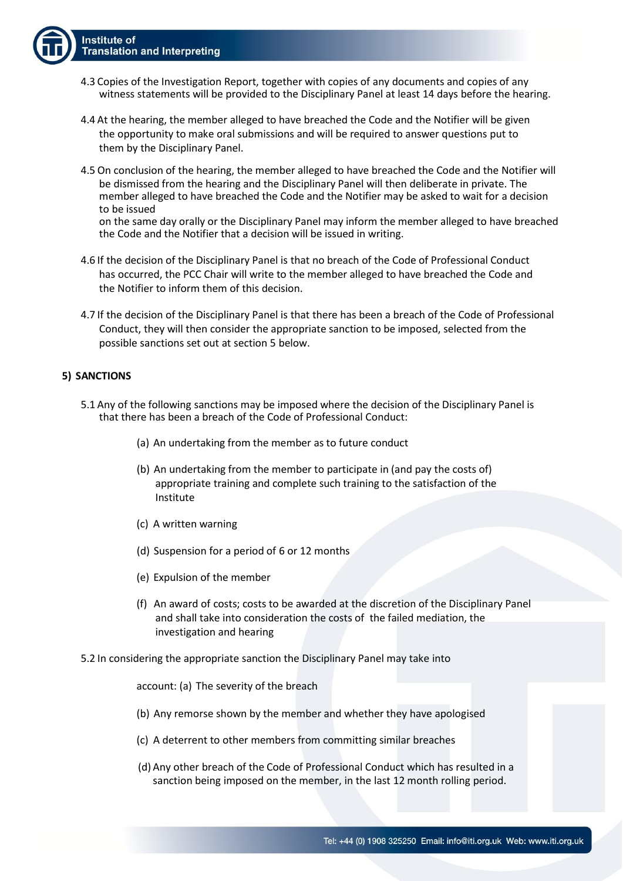4.3 Copies of the Investigation Report, together with copies of any documents and copies of any witness statements will be provided to the Disciplinary Panel at least 14 days before the hearing.

4.4 At the hearing, the member alleged to have breached the Code and the Notifier will be given the opportunity to make oral submissions and will be required to answer questions put to them by the Disciplinary Panel.

4.5 On conclusion of the hearing, the member alleged to have breached the Code and the Notifier will be dismissed from the hearing and the Disciplinary Panel will then deliberate in private. The member alleged to have breached the Code and the Notifier may be asked to wait for a decision to be issued on the same day orally or the Disciplinary Panel may inform the member alleged to have breached the Code and the Notifier that a decision will be issued in writing.

4.6 If the decision of the Disciplinary Panel is that no breach of the Code of Professional Conduct has occurred, the PCC Chair will write to the member alleged to have breached the Code and the Notifier to inform them of this decision.

4.7 If the decision of the Disciplinary Panel is that there has been a breach of the Code of Professional Conduct, they will then consider the appropriate sanction to be imposed, selected from the possible sanctions set out at section 5 below.

## 5) SANCTIONS

5.1 Any of the following sanctions may be imposed where the decision of the Disciplinary Panel is that there has been a breach of the Code of Professional Conduct:

(a) An undertaking from the member as to future conduct

(b) An undertaking from the member to participate in (and pay the costs of) appropriate training and complete such training to the satisfaction of the Institute

(c) A written warning

(d) Suspension for a period of 6 or 12 months

(e) Expulsion of the member

(f) An award of costs; costs to be awarded at the discretion of the Disciplinary Panel and shall take into consideration the costs of the failed mediation, the investigation and hearing

5.2 In considering the appropriate sanction the Disciplinary Panel may take into account:

(a) The severity of the breach

(b) Any remorse shown by the member and whether they have apologised

(c) A deterrent to other members from committing similar breaches

(d) Any other breach of the Code of Professional Conduct which has resulted in a sanction being imposed on the member, in the last 12 month rolling period.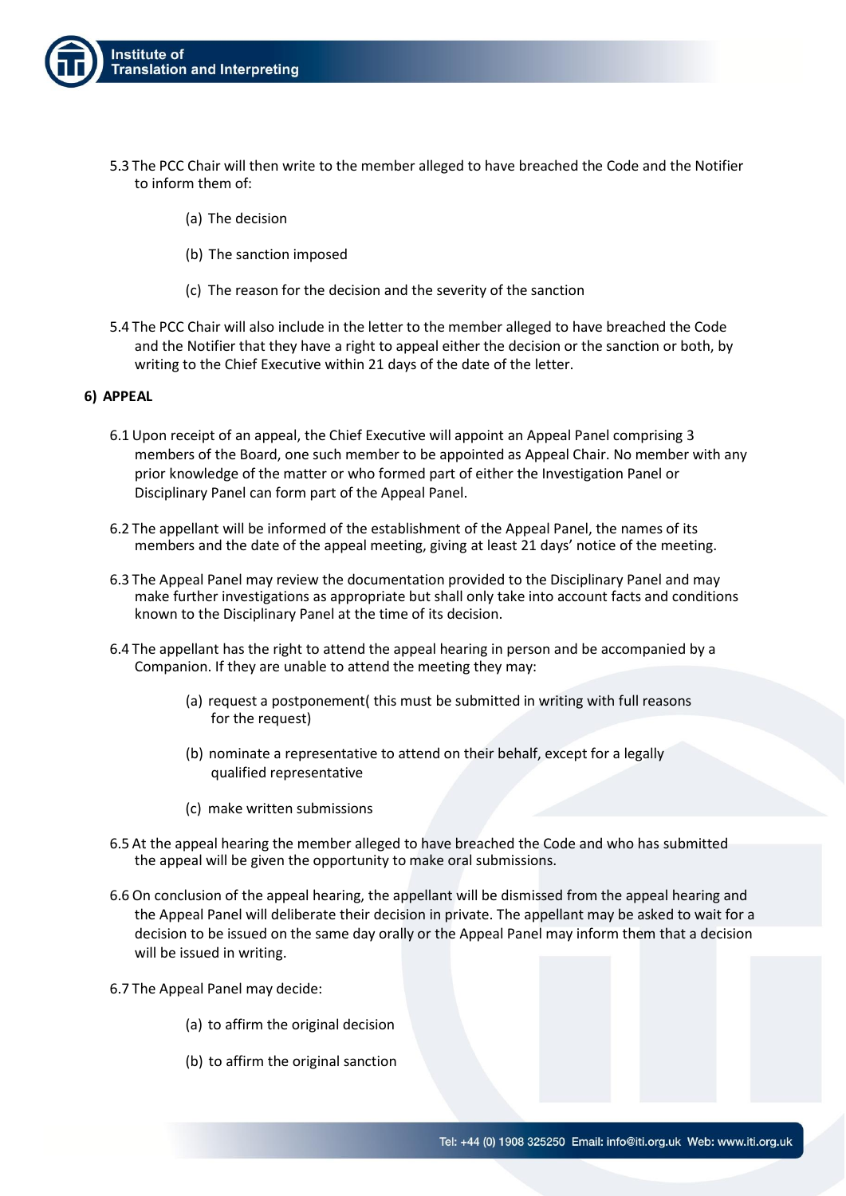5.3 The PCC Chair will then write to the member alleged to have breached the Code and the Notifier to inform them of:

(a) The decision

(b) The sanction imposed

(c) The reason for the decision and the severity of the sanction

5.4 The PCC Chair will also include in the letter to the member alleged to have breached the Code and the Notifier that they have a right to appeal either the decision or the sanction or both, by writing to the Chief Executive within 21 days of the date of the letter.

**6) APPEAL**

6.1 Upon receipt of an appeal, the Chief Executive will appoint an Appeal Panel comprising 3 members of the Board, one such member to be appointed as Appeal Chair. No member with any prior knowledge of the matter or who formed part of either the Investigation Panel or Disciplinary Panel can form part of the Appeal Panel.

6.2 The appellant will be informed of the establishment of the Appeal Panel, the names of its members and the date of the appeal meeting, giving at least 21 days' notice of the meeting.

6.3 The Appeal Panel may review the documentation provided to the Disciplinary Panel and may make further investigations as appropriate but shall only take into account facts and conditions known to the Disciplinary Panel at the time of its decision.

6.4 The appellant has the right to attend the appeal hearing in person and be accompanied by a Companion. If they are unable to attend the meeting they may:

(a) request a postponement( this must be submitted in writing with full reasons for the request)

(b) nominate a representative to attend on their behalf, except for a legally qualified representative

(c) make written submissions

6.5 At the appeal hearing the member alleged to have breached the Code and who has submitted the appeal will be given the opportunity to make oral submissions.

6.6 On conclusion of the appeal hearing, the appellant will be dismissed from the appeal hearing and the Appeal Panel will deliberate their decision in private. The appellant may be asked to wait for a decision to be issued on the same day orally or the Appeal Panel may inform them that a decision will be issued in writing.

6.7 The Appeal Panel may decide:

(a) to affirm the original decision

(b) to affirm the original sanction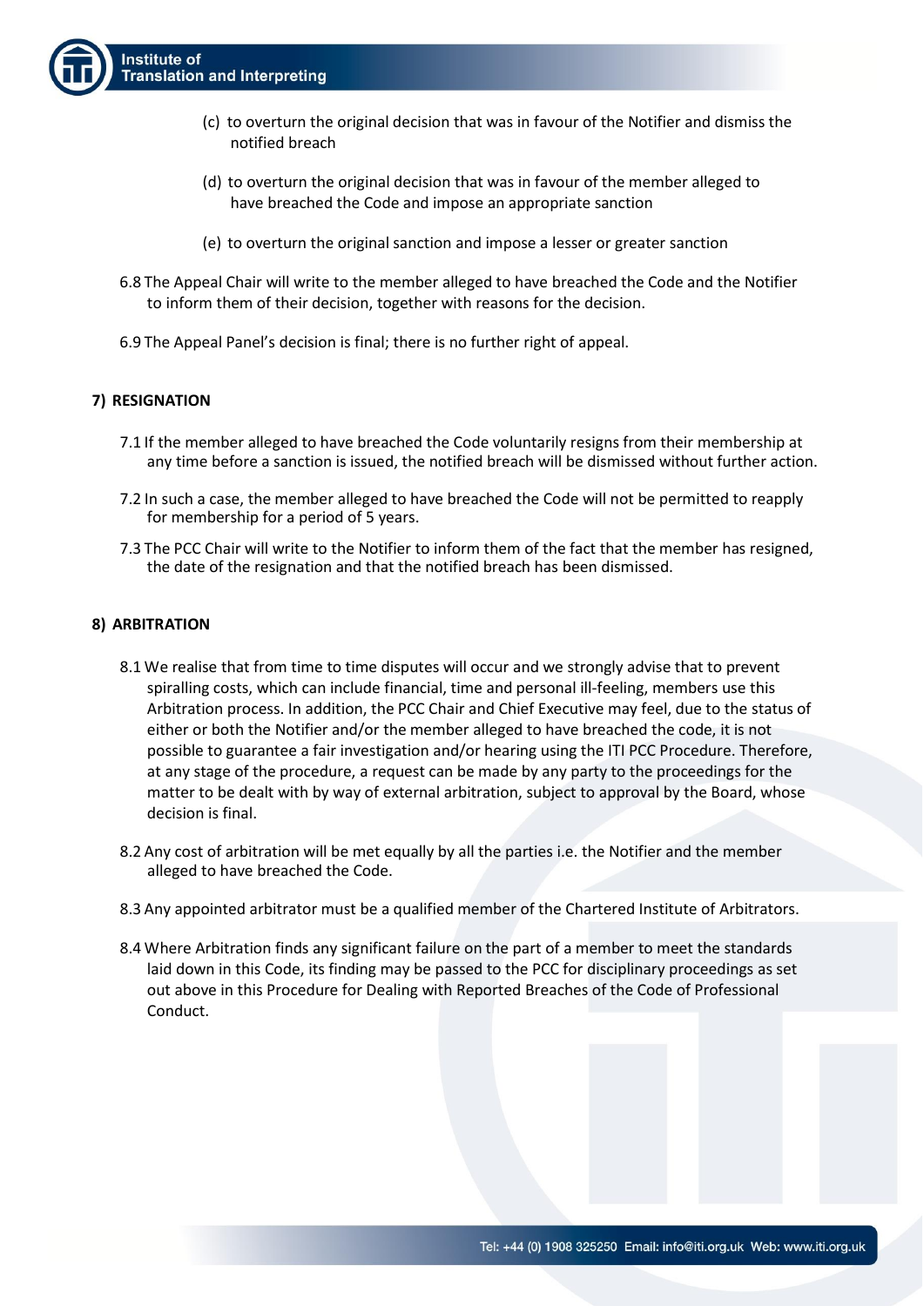(c) to overturn the original decision that was in favour of the Notifier and dismiss the notified breach

(d) to overturn the original decision that was in favour of the member alleged to have breached the Code and impose an appropriate sanction

(e) to overturn the original sanction and impose a lesser or greater sanction

6.8 The Appeal Chair will write to the member alleged to have breached the Code and the Notifier to inform them of their decision, together with reasons for the decision.

6.9 The Appeal Panel's decision is final; there is no further right of appeal.

## 7) RESIGNATION

7.1 If the member alleged to have breached the Code voluntarily resigns from their membership at any time before a sanction is issued, the notified breach will be dismissed without further action.

7.2 In such a case, the member alleged to have breached the Code will not be permitted to reapply for membership for a period of 5 years.

7.3 The PCC Chair will write to the Notifier to inform them of the fact that the member has resigned, the date of the resignation and that the notified breach has been dismissed.

## 8) ARBITRATION

8.1 We realise that from time to time disputes will occur and we strongly advise that to prevent spiralling costs, which can include financial, time and personal ill-feeling, members use this Arbitration process. In addition, the PCC Chair and Chief Executive may feel, due to the status of either or both the Notifier and/or the member alleged to have breached the code, it is not possible to guarantee a fair investigation and/or hearing using the ITI PCC Procedure. Therefore, at any stage of the procedure, a request can be made by any party to the proceedings for the matter to be dealt with by way of external arbitration, subject to approval by the Board, whose decision is final.

8.2 Any cost of arbitration will be met equally by all the parties i.e. the Notifier and the member alleged to have breached the Code.

8.3 Any appointed arbitrator must be a qualified member of the Chartered Institute of Arbitrators.

8.4 Where Arbitration finds any significant failure on the part of a member to meet the standards laid down in this Code, its finding may be passed to the PCC for disciplinary proceedings as set out above in this Procedure for Dealing with Reported Breaches of the Code of Professional Conduct.